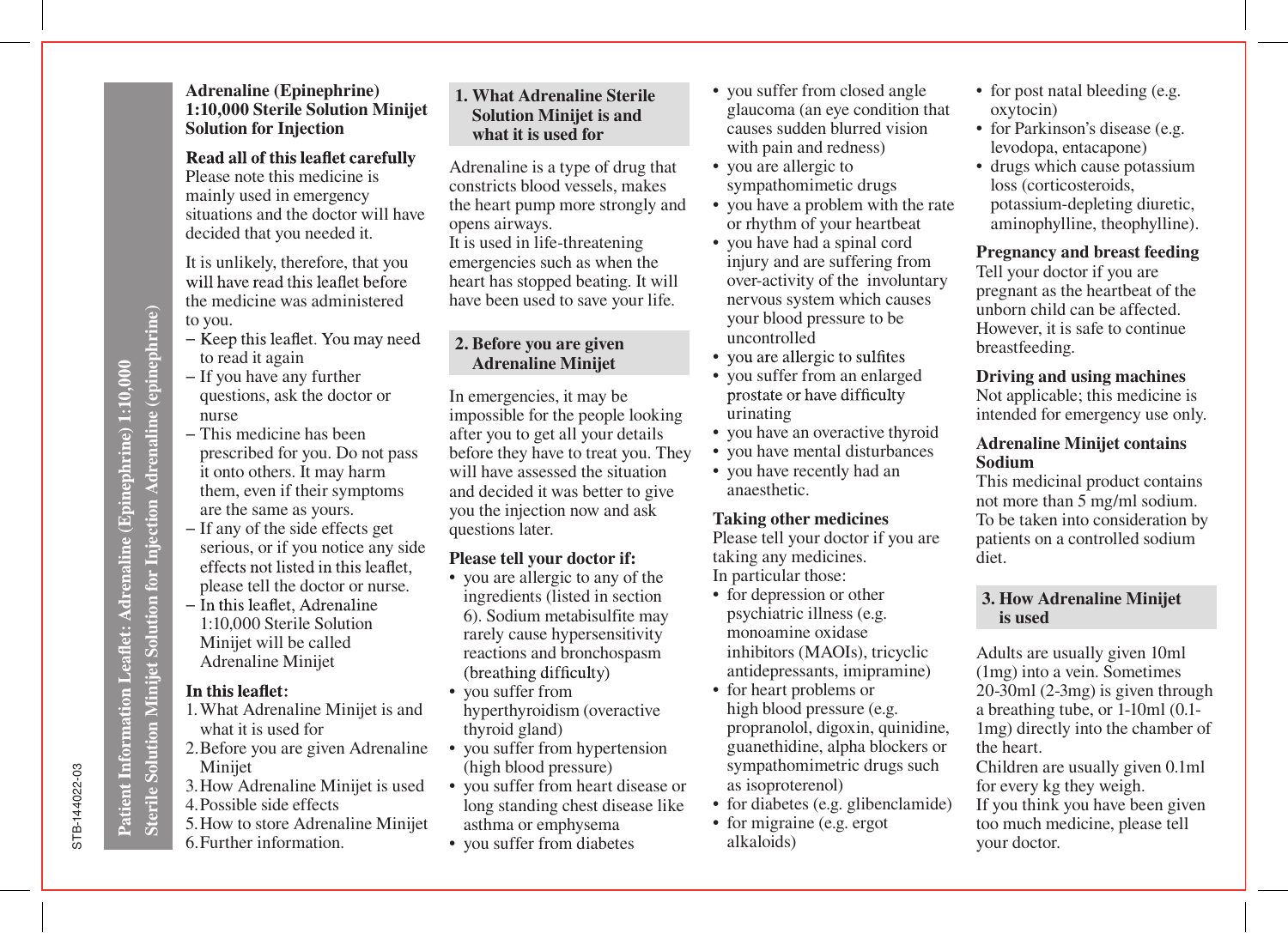Patient Information Leaflet: Adrenaline (Epinephrine) 1:10,000 Sterile Solution Minijet Solution for Injection Adrenaline (epinephrine)

STB-144022-03

# Adrenaline (Epinephrine) 1:10,000 Sterile Solution Minijet Solution for Injection

**Read all of this leaflet carefully**

Please note this medicine is mainly used in emergency situations and the doctor will have decided that you needed it.

It is unlikely, therefore, that you will have read this leaflet before the medicine was administered to you.

- Keep this leaflet. You may need to read it again
- If you have any further questions, ask the doctor or nurse
- This medicine has been prescribed for you. Do not pass it onto others. It may harm them, even if their symptoms are the same as yours.
- If any of the side effects get serious, or if you notice any side effects not listed in this leaflet, please tell the doctor or nurse.
- In this leaflet, Adrenaline 1:10,000 Sterile Solution Minijet will be called Adrenaline Minijet

**In this leaflet:**

1. What Adrenaline Minijet is and what it is used for
2. Before you are given Adrenaline Minijet
3. How Adrenaline Minijet is used
4. Possible side effects
5. How to store Adrenaline Minijet
6. Further information.

## 1. What Adrenaline Sterile Solution Minijet is and what it is used for

Adrenaline is a type of drug that constricts blood vessels, makes the heart pump more strongly and opens airways.
It is used in life-threatening emergencies such as when the heart has stopped beating. It will have been used to save your life.

## 2. Before you are given Adrenaline Minijet

In emergencies, it may be impossible for the people looking after you to get all your details before they have to treat you. They will have assessed the situation and decided it was better to give you the injection now and ask questions later.

**Please tell your doctor if:**

- you are allergic to any of the ingredients (listed in section 6). Sodium metabisulfite may rarely cause hypersensitivity reactions and bronchospasm (breathing difficulty)
- you suffer from hyperthyroidism (overactive thyroid gland)
- you suffer from hypertension (high blood pressure)
- you suffer from heart disease or long standing chest disease like asthma or emphysema
- you suffer from diabetes
- you suffer from closed angle glaucoma (an eye condition that causes sudden blurred vision with pain and redness)
- you are allergic to sympathomimetic drugs
- you have a problem with the rate or rhythm of your heartbeat
- you have had a spinal cord injury and are suffering from over-activity of the involuntary nervous system which causes your blood pressure to be uncontrolled
- you are allergic to sulfites
- you suffer from an enlarged prostate or have difficulty urinating
- you have an overactive thyroid
- you have mental disturbances
- you have recently had an anaesthetic.

**Taking other medicines**

Please tell your doctor if you are taking any medicines.
In particular those:

- for depression or other psychiatric illness (e.g. monoamine oxidase inhibitors (MAOIs), tricyclic antidepressants, imipramine)
- for heart problems or high blood pressure (e.g. propranolol, digoxin, quinidine, guanethidine, alpha blockers or sympathomimetic drugs such as isoproterenol)
- for diabetes (e.g. glibenclamide)
- for migraine (e.g. ergot alkaloids)
- for post natal bleeding (e.g. oxytocin)
- for Parkinson's disease (e.g. levodopa, entacapone)
- drugs which cause potassium loss (corticosteroids, potassium-depleting diuretic, aminophylline, theophylline).

**Pregnancy and breast feeding**

Tell your doctor if you are pregnant as the heartbeat of the unborn child can be affected. However, it is safe to continue breastfeeding.

**Driving and using machines**

Not applicable; this medicine is intended for emergency use only.

**Adrenaline Minijet contains Sodium**

This medicinal product contains not more than 5 mg/ml sodium. To be taken into consideration by patients on a controlled sodium diet.

## 3. How Adrenaline Minijet is used

Adults are usually given 10ml (1mg) into a vein. Sometimes 20-30ml (2-3mg) is given through a breathing tube, or 1-10ml (0.1-1mg) directly into the chamber of the heart.
Children are usually given 0.1ml for every kg they weigh.
If you think you have been given too much medicine, please tell your doctor.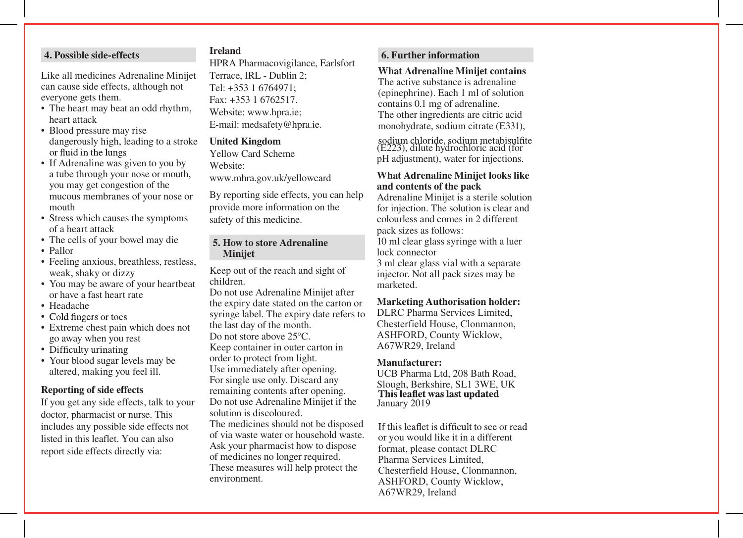## 4. Possible side-effects

Like all medicines Adrenaline Minijet can cause side effects, although not everyone gets them.

- The heart may beat an odd rhythm, heart attack
- Blood pressure may rise dangerously high, leading to a stroke or fluid in the lungs
- If Adrenaline was given to you by a tube through your nose or mouth, you may get congestion of the mucous membranes of your nose or mouth
- Stress which causes the symptoms of a heart attack
- The cells of your bowel may die
- Pallor
- Feeling anxious, breathless, restless, weak, shaky or dizzy
- You may be aware of your heartbeat or have a fast heart rate
- Headache
- Cold fingers or toes
- Extreme chest pain which does not go away when you rest
- Difficulty urinating
- Your blood sugar levels may be altered, making you feel ill.

**Reporting of side effects**

If you get any side effects, talk to your doctor, pharmacist or nurse. This includes any possible side effects not listed in this leaflet. You can also report side effects directly via:

**Ireland**

HPRA Pharmacovigilance, Earlsfort Terrace, IRL - Dublin 2;
Tel: +353 1 6764971;
Fax: +353 1 6762517.
Website: www.hpra.ie;
E-mail: medsafety@hpra.ie.

**United Kingdom**

Yellow Card Scheme
Website:
www.mhra.gov.uk/yellowcard

By reporting side effects, you can help provide more information on the safety of this medicine.

## 5. How to store Adrenaline Minijet

Keep out of the reach and sight of children.
Do not use Adrenaline Minijet after the expiry date stated on the carton or syringe label. The expiry date refers to the last day of the month.
Do not store above 25°C.
Keep container in outer carton in order to protect from light.
Use immediately after opening.
For single use only. Discard any remaining contents after opening.
Do not use Adrenaline Minijet if the solution is discoloured.
The medicines should not be disposed of via waste water or household waste. Ask your pharmacist how to dispose of medicines no longer required. These measures will help protect the environment.

## 6. Further information

**What Adrenaline Minijet contains**

The active substance is adrenaline (epinephrine). Each 1 ml of solution contains 0.1 mg of adrenaline.
The other ingredients are citric acid monohydrate, sodium citrate (E331), sodium chloride, sodium metabisulfite (E223), dilute hydrochloric acid (for pH adjustment), water for injections.

**What Adrenaline Minijet looks like and contents of the pack**

Adrenaline Minijet is a sterile solution for injection. The solution is clear and colourless and comes in 2 different pack sizes as follows:
10 ml clear glass syringe with a luer lock connector
3 ml clear glass vial with a separate injector. Not all pack sizes may be marketed.

**Marketing Authorisation holder:**

DLRC Pharma Services Limited, Chesterfield House, Clonmannon, ASHFORD, County Wicklow, A67WR29, Ireland

**Manufacturer:**

UCB Pharma Ltd, 208 Bath Road, Slough, Berkshire, SL1 3WE, UK

**This leaflet was last updated**
January 2019

If this leaflet is difficult to see or read or you would like it in a different format, please contact DLRC Pharma Services Limited, Chesterfield House, Clonmannon, ASHFORD, County Wicklow, A67WR29, Ireland